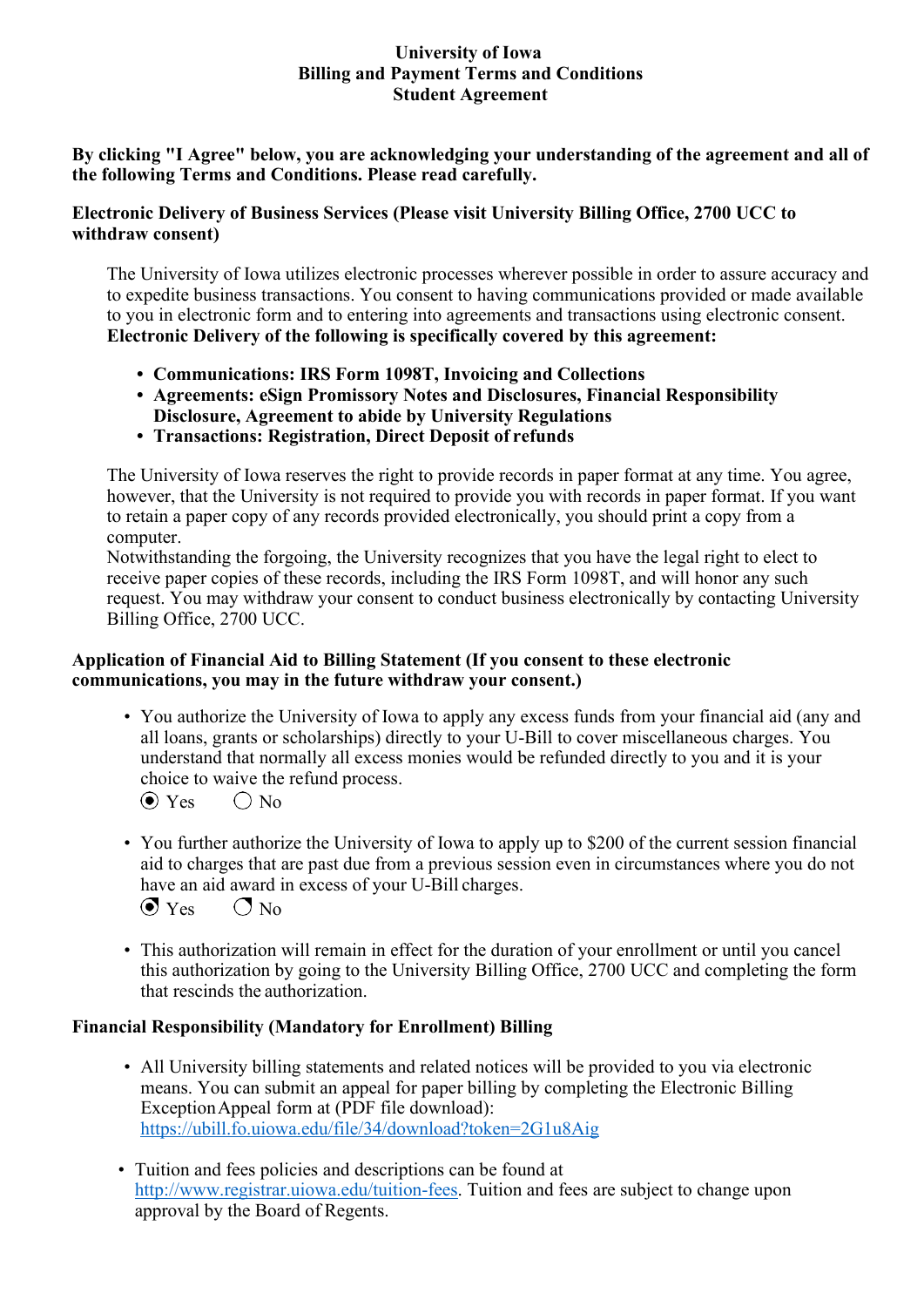# University of Iowa
## Billing and Payment Terms and Conditions
## Student Agreement

**By clicking "I Agree" below, you are acknowledging your understanding of the agreement and all of the following Terms and Conditions. Please read carefully.**

**Electronic Delivery of Business Services (Please visit University Billing Office, 2700 UCC to withdraw consent)**

The University of Iowa utilizes electronic processes wherever possible in order to assure accuracy and to expedite business transactions. You consent to having communications provided or made available to you in electronic form and to entering into agreements and transactions using electronic consent. **Electronic Delivery of the following is specifically covered by this agreement:**

- **Communications: IRS Form 1098T, Invoicing and Collections**
- **Agreements: eSign Promissory Notes and Disclosures, Financial Responsibility Disclosure, Agreement to abide by University Regulations**
- **Transactions: Registration, Direct Deposit of refunds**

The University of Iowa reserves the right to provide records in paper format at any time. You agree, however, that the University is not required to provide you with records in paper format. If you want to retain a paper copy of any records provided electronically, you should print a copy from a computer.
Notwithstanding the forgoing, the University recognizes that you have the legal right to elect to receive paper copies of these records, including the IRS Form 1098T, and will honor any such request. You may withdraw your consent to conduct business electronically by contacting University Billing Office, 2700 UCC.

**Application of Financial Aid to Billing Statement (If you consent to these electronic communications, you may in the future withdraw your consent.)**

- You authorize the University of Iowa to apply any excess funds from your financial aid (any and all loans, grants or scholarships) directly to your U-Bill to cover miscellaneous charges. You understand that normally all excess monies would be refunded directly to you and it is your choice to waive the refund process.
  - (●) Yes ( ) No
- You further authorize the University of Iowa to apply up to $200 of the current session financial aid to charges that are past due from a previous session even in circumstances where you do not have an aid award in excess of your U-Bill charges.
  - (●) Yes ( ) No
- This authorization will remain in effect for the duration of your enrollment or until you cancel this authorization by going to the University Billing Office, 2700 UCC and completing the form that rescinds the authorization.

**Financial Responsibility (Mandatory for Enrollment) Billing**

- All University billing statements and related notices will be provided to you via electronic means. You can submit an appeal for paper billing by completing the Electronic Billing Exception Appeal form at (PDF file download): [https://ubill.fo.uiowa.edu/file/34/download?token=2G1u8Aig](https://ubill.fo.uiowa.edu/file/34/download?token=2G1u8Aig)
- Tuition and fees policies and descriptions can be found at [http://www.registrar.uiowa.edu/tuition-fees](http://www.registrar.uiowa.edu/tuition-fees). Tuition and fees are subject to change upon approval by the Board of Regents.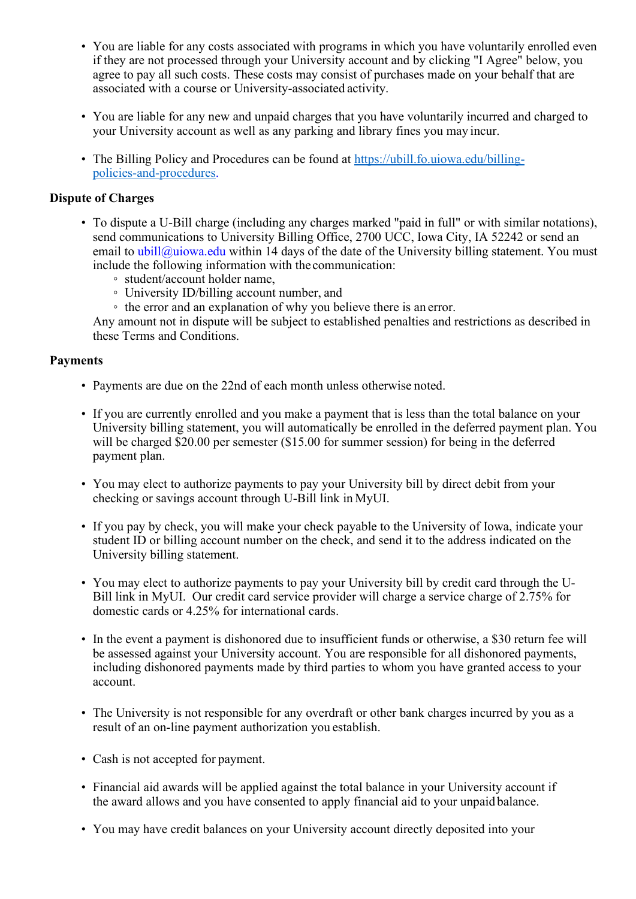- You are liable for any costs associated with programs in which you have voluntarily enrolled even if they are not processed through your University account and by clicking "I Agree" below, you agree to pay all such costs. These costs may consist of purchases made on your behalf that are associated with a course or University-associated activity.
- You are liable for any new and unpaid charges that you have voluntarily incurred and charged to your University account as well as any parking and library fines you may incur.
- The Billing Policy and Procedures can be found at [https://ubill.fo.uiowa.edu/billing-policies-and-procedures](https://ubill.fo.uiowa.edu/billing-policies-and-procedures).

### Dispute of Charges

- To dispute a U-Bill charge (including any charges marked "paid in full" or with similar notations), send communications to University Billing Office, 2700 UCC, Iowa City, IA 52242 or send an email to ubill@uiowa.edu within 14 days of the date of the University billing statement. You must include the following information with the communication:
  - student/account holder name,
  - University ID/billing account number, and
  - the error and an explanation of why you believe there is an error.

  Any amount not in dispute will be subject to established penalties and restrictions as described in these Terms and Conditions.

### Payments

- Payments are due on the 22nd of each month unless otherwise noted.
- If you are currently enrolled and you make a payment that is less than the total balance on your University billing statement, you will automatically be enrolled in the deferred payment plan. You will be charged $20.00 per semester ($15.00 for summer session) for being in the deferred payment plan.
- You may elect to authorize payments to pay your University bill by direct debit from your checking or savings account through U-Bill link in MyUI.
- If you pay by check, you will make your check payable to the University of Iowa, indicate your student ID or billing account number on the check, and send it to the address indicated on the University billing statement.
- You may elect to authorize payments to pay your University bill by credit card through the U-Bill link in MyUI. Our credit card service provider will charge a service charge of 2.75% for domestic cards or 4.25% for international cards.
- In the event a payment is dishonored due to insufficient funds or otherwise, a $30 return fee will be assessed against your University account. You are responsible for all dishonored payments, including dishonored payments made by third parties to whom you have granted access to your account.
- The University is not responsible for any overdraft or other bank charges incurred by you as a result of an on-line payment authorization you establish.
- Cash is not accepted for payment.
- Financial aid awards will be applied against the total balance in your University account if the award allows and you have consented to apply financial aid to your unpaid balance.
- You may have credit balances on your University account directly deposited into your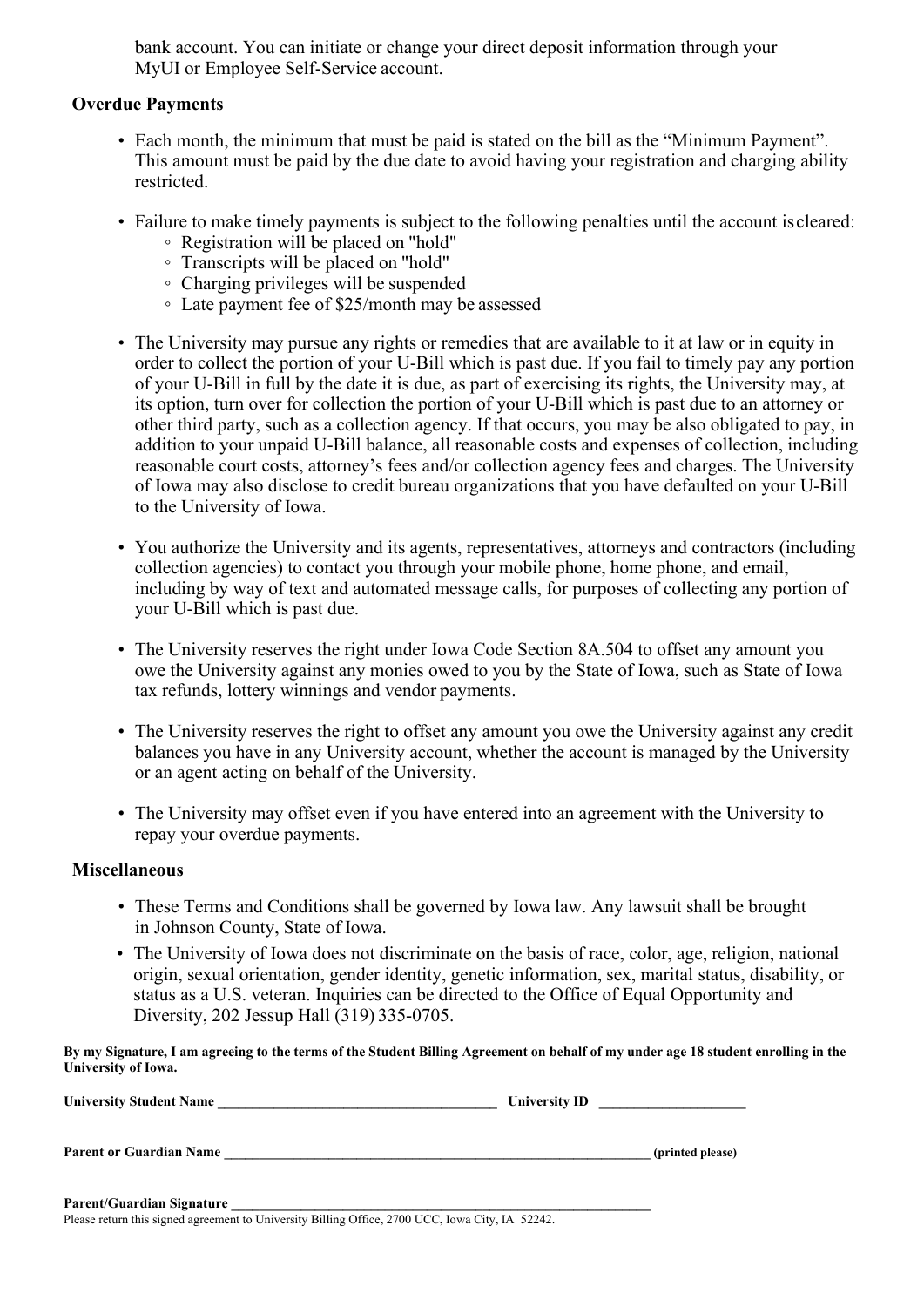bank account. You can initiate or change your direct deposit information through your MyUI or Employee Self-Service account.

### Overdue Payments

- Each month, the minimum that must be paid is stated on the bill as the "Minimum Payment". This amount must be paid by the due date to avoid having your registration and charging ability restricted.

- Failure to make timely payments is subject to the following penalties until the account is cleared:
  - Registration will be placed on "hold"
  - Transcripts will be placed on "hold"
  - Charging privileges will be suspended
  - Late payment fee of $25/month may be assessed

- The University may pursue any rights or remedies that are available to it at law or in equity in order to collect the portion of your U-Bill which is past due. If you fail to timely pay any portion of your U-Bill in full by the date it is due, as part of exercising its rights, the University may, at its option, turn over for collection the portion of your U-Bill which is past due to an attorney or other third party, such as a collection agency. If that occurs, you may be also obligated to pay, in addition to your unpaid U-Bill balance, all reasonable costs and expenses of collection, including reasonable court costs, attorney's fees and/or collection agency fees and charges. The University of Iowa may also disclose to credit bureau organizations that you have defaulted on your U-Bill to the University of Iowa.

- You authorize the University and its agents, representatives, attorneys and contractors (including collection agencies) to contact you through your mobile phone, home phone, and email, including by way of text and automated message calls, for purposes of collecting any portion of your U-Bill which is past due.

- The University reserves the right under Iowa Code Section 8A.504 to offset any amount you owe the University against any monies owed to you by the State of Iowa, such as State of Iowa tax refunds, lottery winnings and vendor payments.

- The University reserves the right to offset any amount you owe the University against any credit balances you have in any University account, whether the account is managed by the University or an agent acting on behalf of the University.

- The University may offset even if you have entered into an agreement with the University to repay your overdue payments.

### Miscellaneous

- These Terms and Conditions shall be governed by Iowa law. Any lawsuit shall be brought in Johnson County, State of Iowa.
- The University of Iowa does not discriminate on the basis of race, color, age, religion, national origin, sexual orientation, gender identity, genetic information, sex, marital status, disability, or status as a U.S. veteran. Inquiries can be directed to the Office of Equal Opportunity and Diversity, 202 Jessup Hall (319) 335-0705.

**By my Signature, I am agreeing to the terms of the Student Billing Agreement on behalf of my under age 18 student enrolling in the University of Iowa.**

**University Student Name** ______________________________________ **University ID** ____________________

**Parent or Guardian Name** ____________________________________________________________ **(printed please)**

**Parent/Guardian Signature** ____________________________________________________________

Please return this signed agreement to University Billing Office, 2700 UCC, Iowa City, IA 52242.